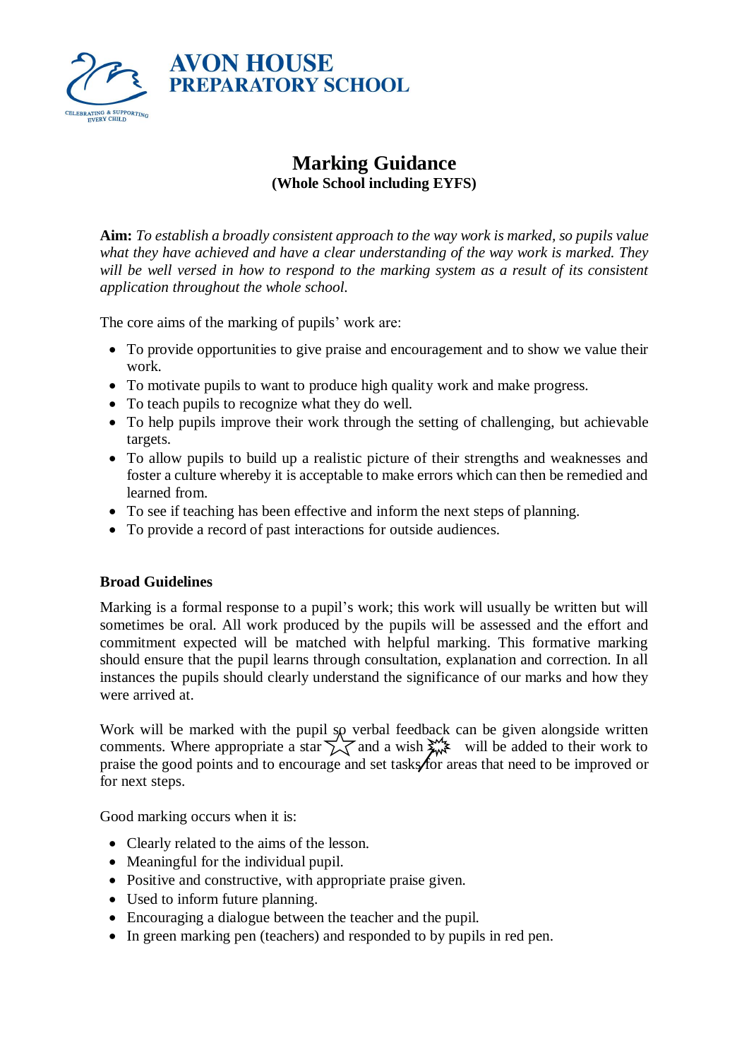**AVON HOUSE**
**PREPARATORY SCHOOL**

CELEBRATING & SUPPORTING EVERY CHILD

# Marking Guidance
**(Whole School including EYFS)**

**Aim:** *To establish a broadly consistent approach to the way work is marked, so pupils value what they have achieved and have a clear understanding of the way work is marked. They will be well versed in how to respond to the marking system as a result of its consistent application throughout the whole school.*

The core aims of the marking of pupils' work are:

- To provide opportunities to give praise and encouragement and to show we value their work.
- To motivate pupils to want to produce high quality work and make progress.
- To teach pupils to recognize what they do well.
- To help pupils improve their work through the setting of challenging, but achievable targets.
- To allow pupils to build up a realistic picture of their strengths and weaknesses and foster a culture whereby it is acceptable to make errors which can then be remedied and learned from.
- To see if teaching has been effective and inform the next steps of planning.
- To provide a record of past interactions for outside audiences.

**Broad Guidelines**

Marking is a formal response to a pupil's work; this work will usually be written but will sometimes be oral. All work produced by the pupils will be assessed and the effort and commitment expected will be matched with helpful marking. This formative marking should ensure that the pupil learns through consultation, explanation and correction. In all instances the pupils should clearly understand the significance of our marks and how they were arrived at.

Work will be marked with the pupil so verbal feedback can be given alongside written comments. Where appropriate a star ☆ and a wish will be added to their work to praise the good points and to encourage and set tasks for areas that need to be improved or for next steps.

Good marking occurs when it is:

- Clearly related to the aims of the lesson.
- Meaningful for the individual pupil.
- Positive and constructive, with appropriate praise given.
- Used to inform future planning.
- Encouraging a dialogue between the teacher and the pupil.
- In green marking pen (teachers) and responded to by pupils in red pen.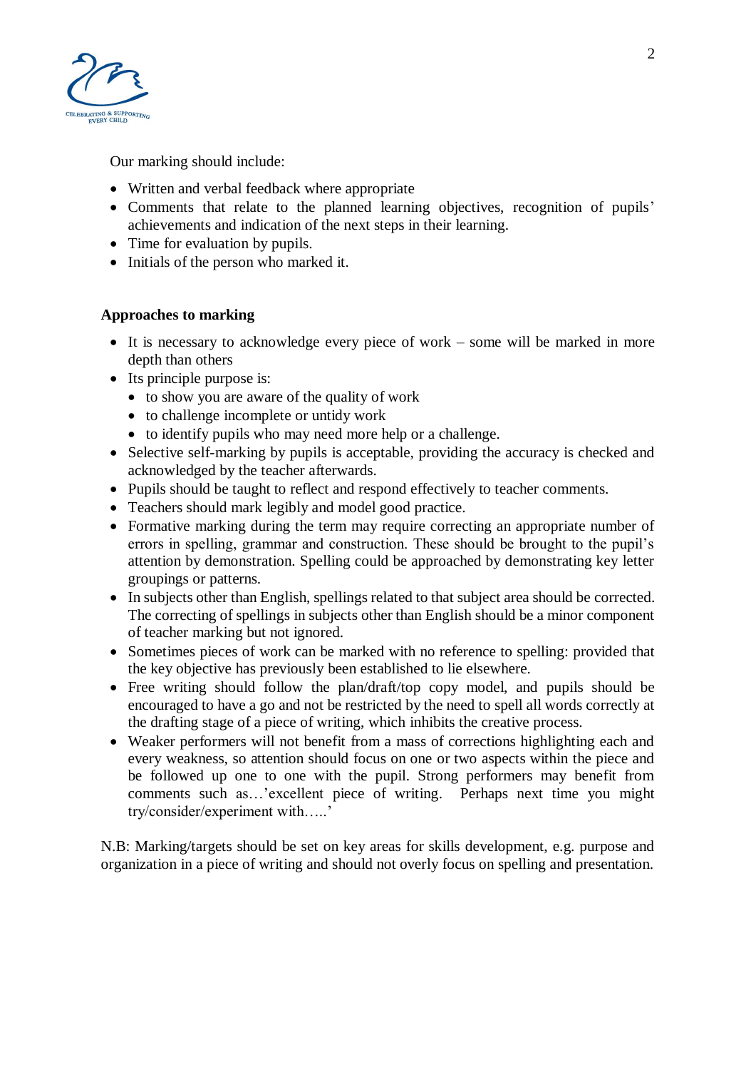Our marking should include:

- Written and verbal feedback where appropriate
- Comments that relate to the planned learning objectives, recognition of pupils' achievements and indication of the next steps in their learning.
- Time for evaluation by pupils.
- Initials of the person who marked it.

**Approaches to marking**

- It is necessary to acknowledge every piece of work – some will be marked in more depth than others
- Its principle purpose is:
  - to show you are aware of the quality of work
  - to challenge incomplete or untidy work
  - to identify pupils who may need more help or a challenge.
- Selective self-marking by pupils is acceptable, providing the accuracy is checked and acknowledged by the teacher afterwards.
- Pupils should be taught to reflect and respond effectively to teacher comments.
- Teachers should mark legibly and model good practice.
- Formative marking during the term may require correcting an appropriate number of errors in spelling, grammar and construction. These should be brought to the pupil's attention by demonstration. Spelling could be approached by demonstrating key letter groupings or patterns.
- In subjects other than English, spellings related to that subject area should be corrected. The correcting of spellings in subjects other than English should be a minor component of teacher marking but not ignored.
- Sometimes pieces of work can be marked with no reference to spelling: provided that the key objective has previously been established to lie elsewhere.
- Free writing should follow the plan/draft/top copy model, and pupils should be encouraged to have a go and not be restricted by the need to spell all words correctly at the drafting stage of a piece of writing, which inhibits the creative process.
- Weaker performers will not benefit from a mass of corrections highlighting each and every weakness, so attention should focus on one or two aspects within the piece and be followed up one to one with the pupil. Strong performers may benefit from comments such as…'excellent piece of writing. Perhaps next time you might try/consider/experiment with…..'

N.B: Marking/targets should be set on key areas for skills development, e.g. purpose and organization in a piece of writing and should not overly focus on spelling and presentation.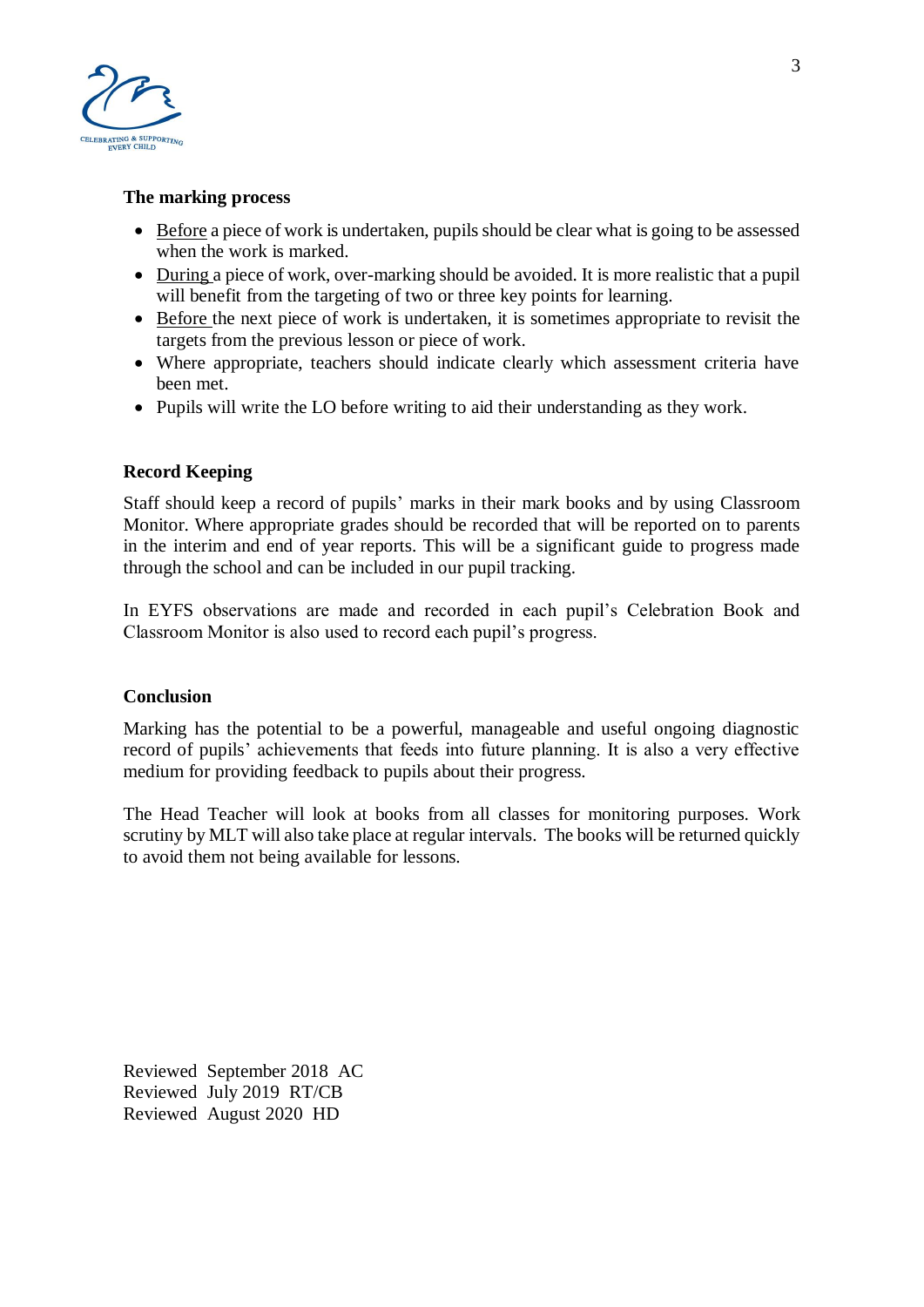### The marking process

- Before a piece of work is undertaken, pupils should be clear what is going to be assessed when the work is marked.
- During a piece of work, over-marking should be avoided. It is more realistic that a pupil will benefit from the targeting of two or three key points for learning.
- Before the next piece of work is undertaken, it is sometimes appropriate to revisit the targets from the previous lesson or piece of work.
- Where appropriate, teachers should indicate clearly which assessment criteria have been met.
- Pupils will write the LO before writing to aid their understanding as they work.

### Record Keeping

Staff should keep a record of pupils' marks in their mark books and by using Classroom Monitor. Where appropriate grades should be recorded that will be reported on to parents in the interim and end of year reports. This will be a significant guide to progress made through the school and can be included in our pupil tracking.

In EYFS observations are made and recorded in each pupil's Celebration Book and Classroom Monitor is also used to record each pupil's progress.

### Conclusion

Marking has the potential to be a powerful, manageable and useful ongoing diagnostic record of pupils' achievements that feeds into future planning. It is also a very effective medium for providing feedback to pupils about their progress.

The Head Teacher will look at books from all classes for monitoring purposes. Work scrutiny by MLT will also take place at regular intervals. The books will be returned quickly to avoid them not being available for lessons.

Reviewed September 2018 AC
Reviewed July 2019 RT/CB
Reviewed August 2020 HD